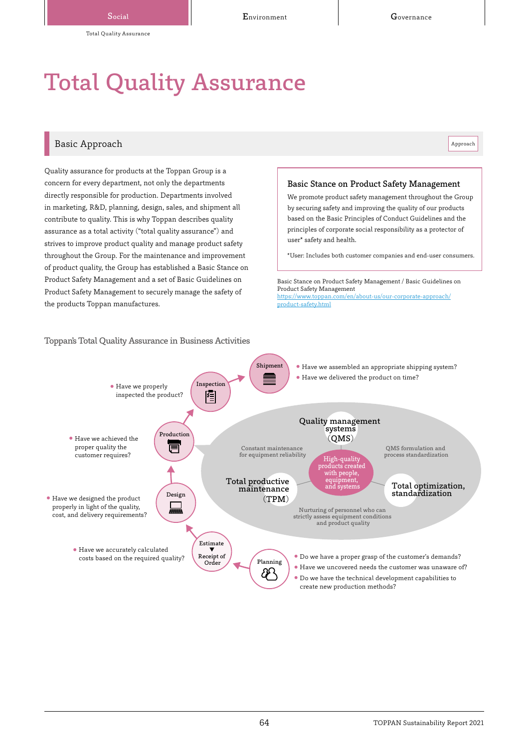# Total Quality Assurance

## Basic Approach

Approach

Quality assurance for products at the Toppan Group is a concern for every department, not only the departments directly responsible for production. Departments involved in marketing, R&D, planning, design, sales, and shipment all contribute to quality. This is why Toppan describes quality assurance as a total activity ("total quality assurance") and strives to improve product quality and manage product safety throughout the Group. For the maintenance and improvement of product quality, the Group has established a Basic Stance on Product Safety Management and a set of Basic Guidelines on Product Safety Management to securely manage the safety of the products Toppan manufactures.

### Basic Stance on Product Safety Management

We promote product safety management throughout the Group by securing safety and improving the quality of our products based on the Basic Principles of Conduct Guidelines and the principles of corporate social responsibility as a protector of user* safety and health.

*User: Includes both customer companies and end-user consumers.

Basic Stance on Product Safety Management / Basic Guidelines on Product Safety Management
https://www.toppan.com/en/about-us/our-corporate-approach/product-safety.html

### Toppan's Total Quality Assurance in Business Activities

Planning
- Do we have a proper grasp of the customer's demands?
- Have we uncovered needs the customer was unaware of?
- Do we have the technical development capabilities to create new production methods?

Estimate ▼ Receipt of Order
- Have we accurately calculated costs based on the required quality?

Design
- Have we designed the product properly in light of the quality, cost, and delivery requirements?

Production
- Have we achieved the proper quality the customer requires?

Inspection
- Have we properly inspected the product?

Shipment
- Have we assembled an appropriate shipping system?
- Have we delivered the product on time?

Quality management systems (QMS)

Total productive maintenance (TPM)

Total optimization, standardization

High-quality products created with people, equipment, and systems

Constant maintenance for equipment reliability

QMS formulation and process standardization

Nurturing of personnel who can strictly assess equipment conditions and product quality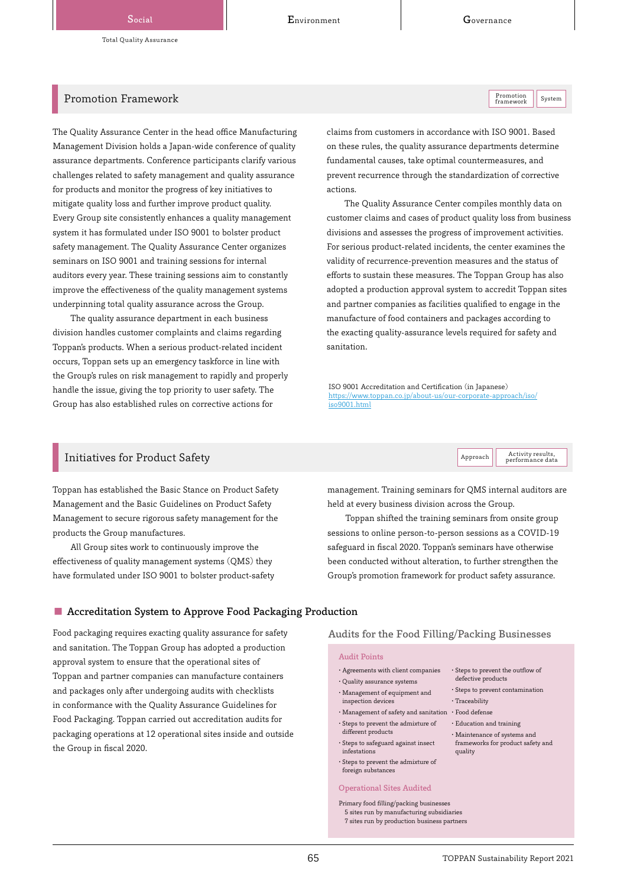## Promotion Framework

Promotion framework | System

The Quality Assurance Center in the head office Manufacturing Management Division holds a Japan-wide conference of quality assurance departments. Conference participants clarify various challenges related to safety management and quality assurance for products and monitor the progress of key initiatives to mitigate quality loss and further improve product quality. Every Group site consistently enhances a quality management system it has formulated under ISO 9001 to bolster product safety management. The Quality Assurance Center organizes seminars on ISO 9001 and training sessions for internal auditors every year. These training sessions aim to constantly improve the effectiveness of the quality management systems underpinning total quality assurance across the Group.

The quality assurance department in each business division handles customer complaints and claims regarding Toppan's products. When a serious product-related incident occurs, Toppan sets up an emergency taskforce in line with the Group's rules on risk management to rapidly and properly handle the issue, giving the top priority to user safety. The Group has also established rules on corrective actions for claims from customers in accordance with ISO 9001. Based on these rules, the quality assurance departments determine fundamental causes, take optimal countermeasures, and prevent recurrence through the standardization of corrective actions.

The Quality Assurance Center compiles monthly data on customer claims and cases of product quality loss from business divisions and assesses the progress of improvement activities. For serious product-related incidents, the center examines the validity of recurrence-prevention measures and the status of efforts to sustain these measures. The Toppan Group has also adopted a production approval system to accredit Toppan sites and partner companies as facilities qualified to engage in the manufacture of food containers and packages according to the exacting quality-assurance levels required for safety and sanitation.

ISO 9001 Accreditation and Certification (in Japanese)
https://www.toppan.co.jp/about-us/our-corporate-approach/iso/iso9001.html

## Initiatives for Product Safety

Approach | Activity results, performance data

Toppan has established the Basic Stance on Product Safety Management and the Basic Guidelines on Product Safety Management to secure rigorous safety management for the products the Group manufactures.

All Group sites work to continuously improve the effectiveness of quality management systems (QMS) they have formulated under ISO 9001 to bolster product-safety management. Training seminars for QMS internal auditors are held at every business division across the Group.

Toppan shifted the training seminars from onsite group sessions to online person-to-person sessions as a COVID-19 safeguard in fiscal 2020. Toppan's seminars have otherwise been conducted without alteration, to further strengthen the Group's promotion framework for product safety assurance.

### Accreditation System to Approve Food Packaging Production

Food packaging requires exacting quality assurance for safety and sanitation. The Toppan Group has adopted a production approval system to ensure that the operational sites of Toppan and partner companies can manufacture containers and packages only after undergoing audits with checklists in conformance with the Quality Assurance Guidelines for Food Packaging. Toppan carried out accreditation audits for packaging operations at 12 operational sites inside and outside the Group in fiscal 2020.

#### Audits for the Food Filling/Packing Businesses

**Audit Points**

- Agreements with client companies
- Quality assurance systems
- Management of equipment and inspection devices
- Management of safety and sanitation
- Steps to prevent the admixture of different products
- Steps to safeguard against insect infestations
- Steps to prevent the admixture of foreign substances
- Steps to prevent the outflow of defective products
- Steps to prevent contamination
- Traceability
- Food defense
- Education and training
- Maintenance of systems and frameworks for product safety and quality

**Operational Sites Audited**

Primary food filling/packing businesses
- 5 sites run by manufacturing subsidiaries
- 7 sites run by production business partners